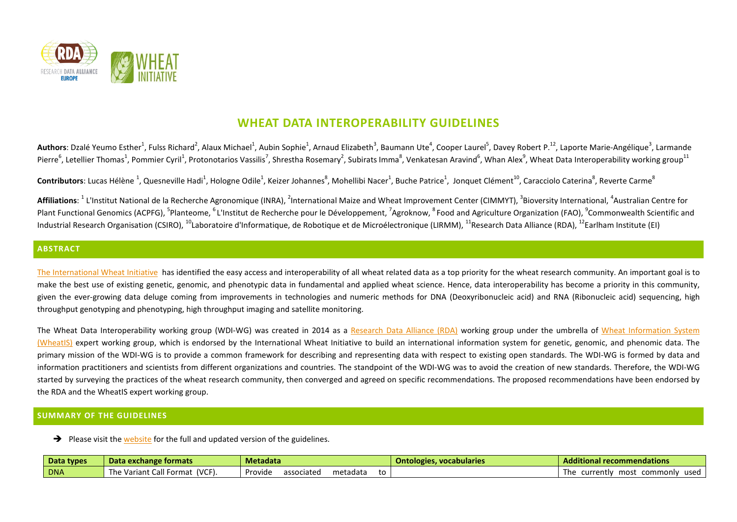# WHEAT DATA INTEROPERABILITY GUIDELINES

**Authors**: Dzalé Yeumo Esther[1], Fulss Richard[2], Alaux Michael[1], Aubin Sophie[1], Arnaud Elizabeth[3], Baumann Ute[4], Cooper Laurel[5], Davey Robert P.[12], Laporte Marie-Angélique[3], Larmande Pierre[6], Letellier Thomas[1], Pommier Cyril[1], Protonotarios Vassilis[7], Shrestha Rosemary[2], Subirats Imma[8], Venkatesan Aravind[6], Whan Alex[9], Wheat Data Interoperability working group[11]

**Contributors**: Lucas Hélène [1], Quesneville Hadi[1], Hologne Odile[1], Keizer Johannes[8], Mohellibi Nacer[1], Buche Patrice[1], Jonquet Clément[10], Caracciolo Caterina[8], Reverte Carme[8]

**Affiliations**: [1] L'Institut National de la Recherche Agronomique (INRA), [2]International Maize and Wheat Improvement Center (CIMMYT), [3]Bioversity International, [4]Australian Centre for Plant Functional Genomics (ACPFG), [5]Planteome, [6] L'Institut de Recherche pour le Développement, [7]Agroknow, [8] Food and Agriculture Organization (FAO), [9]Commonwealth Scientific and Industrial Research Organisation (CSIRO), [10]Laboratoire d'Informatique, de Robotique et de Microélectronique (LIRMM), [11]Research Data Alliance (RDA), [12]Earlham Institute (EI)

## ABSTRACT

The International Wheat Initiative has identified the easy access and interoperability of all wheat related data as a top priority for the wheat research community. An important goal is to make the best use of existing genetic, genomic, and phenotypic data in fundamental and applied wheat science. Hence, data interoperability has become a priority in this community, given the ever-growing data deluge coming from improvements in technologies and numeric methods for DNA (Deoxyribonucleic acid) and RNA (Ribonucleic acid) sequencing, high throughput genotyping and phenotyping, high throughput imaging and satellite monitoring.

The Wheat Data Interoperability working group (WDI-WG) was created in 2014 as a Research Data Alliance (RDA) working group under the umbrella of Wheat Information System (WheatIS) expert working group, which is endorsed by the International Wheat Initiative to build an international information system for genetic, genomic, and phenomic data. The primary mission of the WDI-WG is to provide a common framework for describing and representing data with respect to existing open standards. The WDI-WG is formed by data and information practitioners and scientists from different organizations and countries. The standpoint of the WDI-WG was to avoid the creation of new standards. Therefore, the WDI-WG started by surveying the practices of the wheat research community, then converged and agreed on specific recommendations. The proposed recommendations have been endorsed by the RDA and the WheatIS expert working group.

## SUMMARY OF THE GUIDELINES

➔ Please visit the website for the full and updated version of the guidelines.

| Data types | Data exchange formats | Metadata | Ontologies, vocabularies | Additional recommendations |
|---|---|---|---|---|
| DNA | The Variant Call Format (VCF). | Provide associated metadata to | | The currently most commonly used |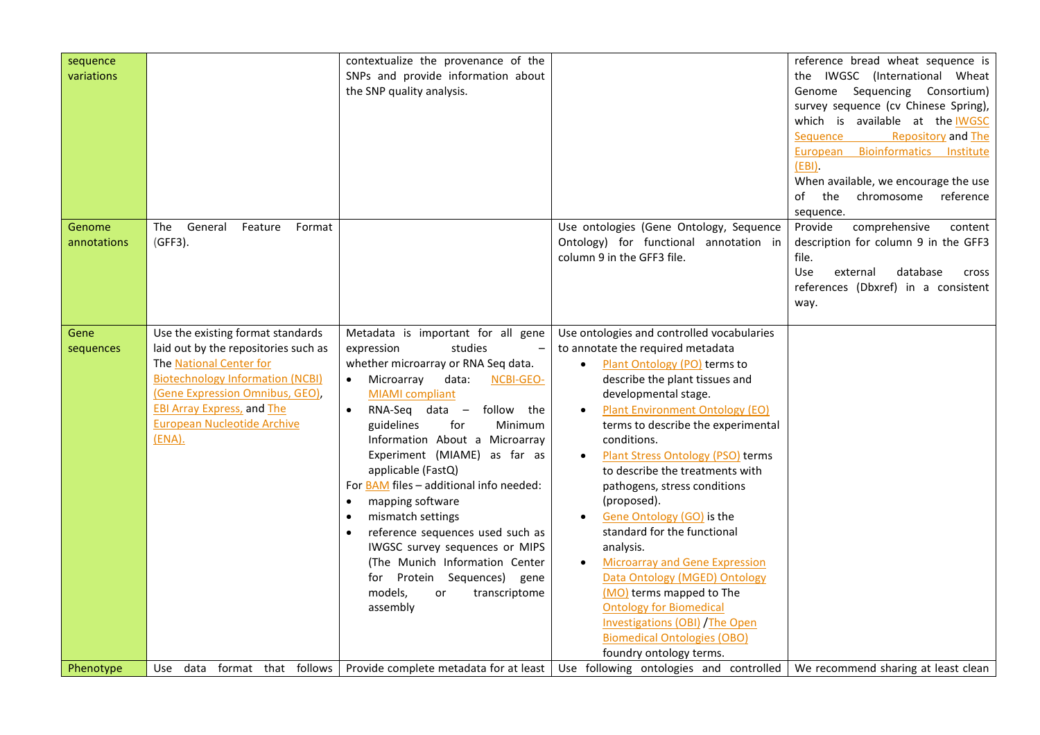| | | | | |
|---|---|---|---|---|
| sequence variations | | contextualize the provenance of the SNPs and provide information about the SNP quality analysis. | | reference bread wheat sequence is the IWGSC (International Wheat Genome Sequencing Consortium) survey sequence (cv Chinese Spring), which is available at the IWGSC Sequence Repository and The European Bioinformatics Institute (EBI).<br>When available, we encourage the use of the chromosome reference sequence. |
| Genome annotations | The General Feature Format (GFF3). | | Use ontologies (Gene Ontology, Sequence Ontology) for functional annotation in column 9 in the GFF3 file. | Provide comprehensive content description for column 9 in the GFF3 file.<br>Use external database cross references (Dbxref) in a consistent way. |
| Gene sequences | Use the existing format standards laid out by the repositories such as The National Center for Biotechnology Information (NCBI) (Gene Expression Omnibus, GEO), EBI Array Express, and The European Nucleotide Archive (ENA). | Metadata is important for all gene expression studies – whether microarray or RNA Seq data.<br>• Microarray data: NCBI-GEO-MIAMI compliant<br>• RNA-Seq data – follow the guidelines for Minimum Information About a Microarray Experiment (MIAME) as far as applicable (FastQ)<br>For BAM files – additional info needed:<br>• mapping software<br>• mismatch settings<br>• reference sequences used such as IWGSC survey sequences or MIPS (The Munich Information Center for Protein Sequences) gene models, or transcriptome assembly | Use ontologies and controlled vocabularies to annotate the required metadata<br>• Plant Ontology (PO) terms to describe the plant tissues and developmental stage.<br>• Plant Environment Ontology (EO) terms to describe the experimental conditions.<br>• Plant Stress Ontology (PSO) terms to describe the treatments with pathogens, stress conditions (proposed).<br>• Gene Ontology (GO) is the standard for the functional analysis.<br>• Microarray and Gene Expression Data Ontology (MGED) Ontology (MO) terms mapped to The Ontology for Biomedical Investigations (OBI) /The Open Biomedical Ontologies (OBO) foundry ontology terms. | |
| Phenotype | Use data format that follows | Provide complete metadata for at least | Use following ontologies and controlled | We recommend sharing at least clean |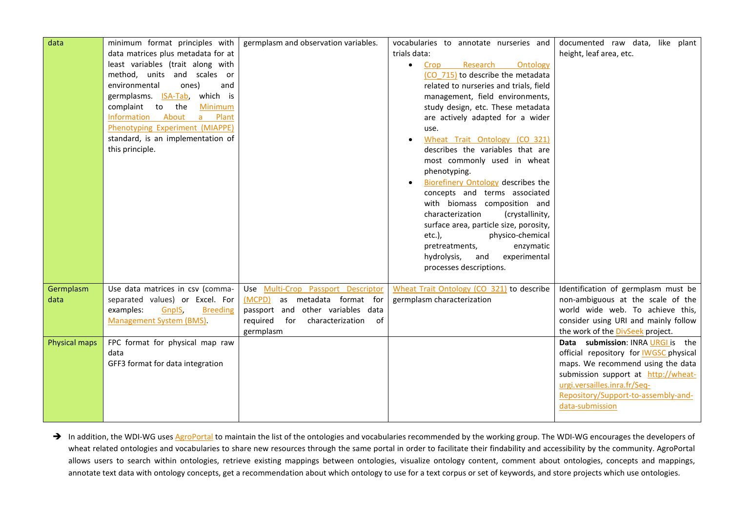| data | minimum format principles with data matrices plus metadata for at least variables (trait along with method, units and scales or environmental ones) and germplasms. ISA-Tab, which is complaint to the Minimum Information About a Plant Phenotyping Experiment (MIAPPE) standard, is an implementation of this principle. | germplasm and observation variables. | vocabularies to annotate nurseries and trials data:<br>• Crop Research Ontology (CO_715) to describe the metadata related to nurseries and trials, field management, field environments, study design, etc. These metadata are actively adapted for a wider use.<br>• Wheat Trait Ontology (CO 321) describes the variables that are most commonly used in wheat phenotyping.<br>• Biorefinery Ontology describes the concepts and terms associated with biomass composition and characterization (crystallinity, surface area, particle size, porosity, etc.), physico-chemical pretreatments, enzymatic hydrolysis, and experimental processes descriptions. | documented raw data, like plant height, leaf area, etc. |
|---|---|---|---|---|
| Germplasm data | Use data matrices in csv (comma-separated values) or Excel. For examples: GnpIS, Breeding Management System (BMS). | Use Multi-Crop Passport Descriptor (MCPD) as metadata format for passport and other variables data required for characterization of germplasm | Wheat Trait Ontology (CO 321) to describe germplasm characterization | Identification of germplasm must be non-ambiguous at the scale of the world wide web. To achieve this, consider using URI and mainly follow the work of the DivSeek project. |
| Physical maps | FPC format for physical map raw data<br>GFF3 format for data integration | | | **Data submission**: INRA URGI is the official repository for IWGSC physical maps. We recommend using the data submission support at http://wheat-urgi.versailles.inra.fr/Seq-Repository/Support-to-assembly-and-data-submission |

➔ In addition, the WDI-WG uses AgroPortal to maintain the list of the ontologies and vocabularies recommended by the working group. The WDI-WG encourages the developers of wheat related ontologies and vocabularies to share new resources through the same portal in order to facilitate their findability and accessibility by the community. AgroPortal allows users to search within ontologies, retrieve existing mappings between ontologies, visualize ontology content, comment about ontologies, concepts and mappings, annotate text data with ontology concepts, get a recommendation about which ontology to use for a text corpus or set of keywords, and store projects which use ontologies.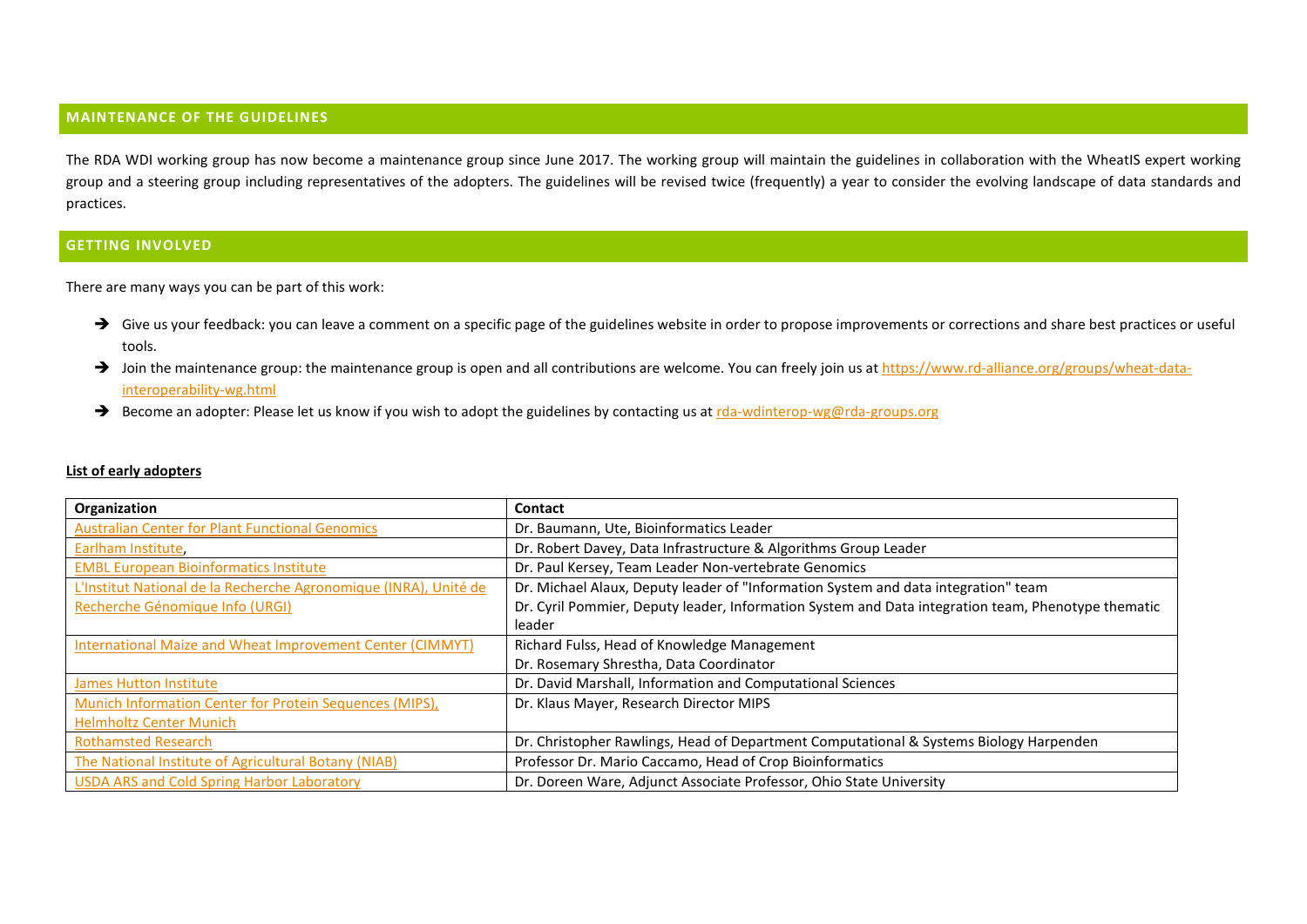## MAINTENANCE OF THE GUIDELINES

The RDA WDI working group has now become a maintenance group since June 2017. The working group will maintain the guidelines in collaboration with the WheatIS expert working group and a steering group including representatives of the adopters. The guidelines will be revised twice (frequently) a year to consider the evolving landscape of data standards and practices.

## GETTING INVOLVED

There are many ways you can be part of this work:

- Give us your feedback: you can leave a comment on a specific page of the guidelines website in order to propose improvements or corrections and share best practices or useful tools.
- Join the maintenance group: the maintenance group is open and all contributions are welcome. You can freely join us at https://www.rd-alliance.org/groups/wheat-data-interoperability-wg.html
- Become an adopter: Please let us know if you wish to adopt the guidelines by contacting us at rda-wdinterop-wg@rda-groups.org

**List of early adopters**

| Organization | Contact |
|---|---|
| Australian Center for Plant Functional Genomics | Dr. Baumann, Ute, Bioinformatics Leader |
| Earlham Institute, | Dr. Robert Davey, Data Infrastructure & Algorithms Group Leader |
| EMBL European Bioinformatics Institute | Dr. Paul Kersey, Team Leader Non-vertebrate Genomics |
| L'Institut National de la Recherche Agronomique (INRA), Unité de Recherche Génomique Info (URGI) | Dr. Michael Alaux, Deputy leader of "Information System and data integration" team<br>Dr. Cyril Pommier, Deputy leader, Information System and Data integration team, Phenotype thematic leader |
| International Maize and Wheat Improvement Center (CIMMYT) | Richard Fulss, Head of Knowledge Management<br>Dr. Rosemary Shrestha, Data Coordinator |
| James Hutton Institute | Dr. David Marshall, Information and Computational Sciences |
| Munich Information Center for Protein Sequences (MIPS), Helmholtz Center Munich | Dr. Klaus Mayer, Research Director MIPS |
| Rothamsted Research | Dr. Christopher Rawlings, Head of Department Computational & Systems Biology Harpenden |
| The National Institute of Agricultural Botany (NIAB) | Professor Dr. Mario Caccamo, Head of Crop Bioinformatics |
| USDA ARS and Cold Spring Harbor Laboratory | Dr. Doreen Ware, Adjunct Associate Professor, Ohio State University |